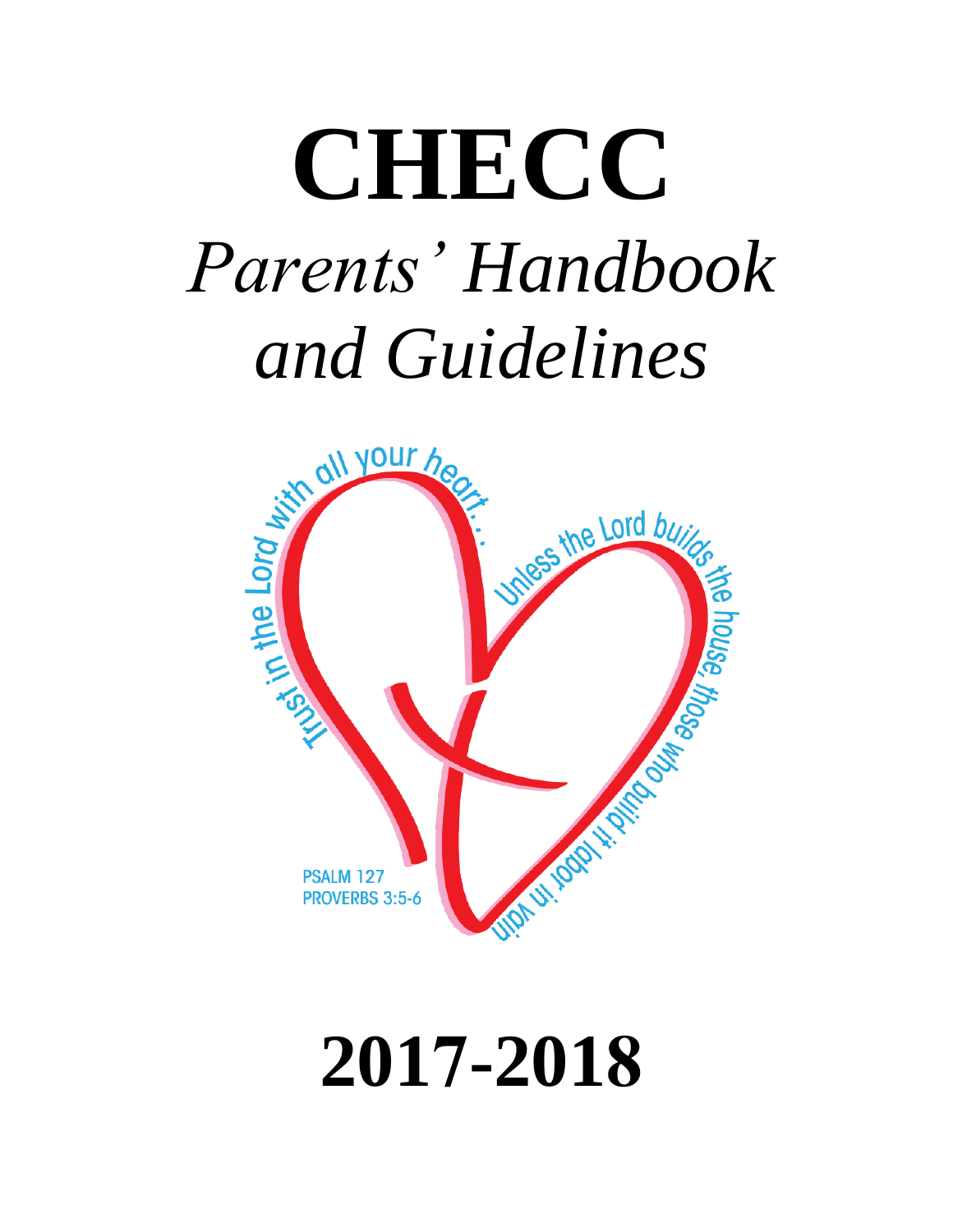# CHECC

# *Parents' Handbook and Guidelines*

Trust in the Lord with all your heart...

Unless the Lord builds the house, those who build it labor in vain

PSALM 127
PROVERBS 3:5-6

# 2017-2018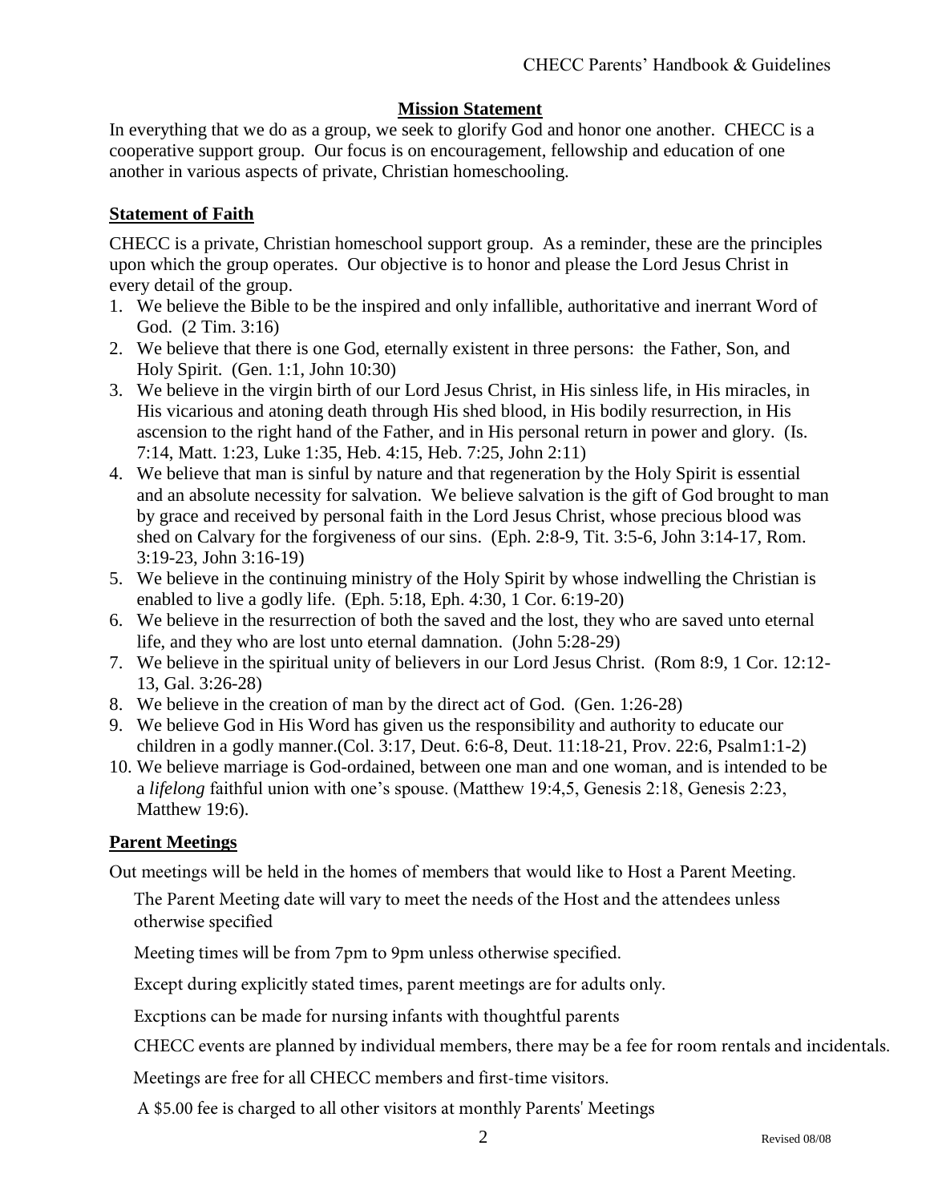## Mission Statement

In everything that we do as a group, we seek to glorify God and honor one another. CHECC is a cooperative support group. Our focus is on encouragement, fellowship and education of one another in various aspects of private, Christian homeschooling.

## Statement of Faith

CHECC is a private, Christian homeschool support group. As a reminder, these are the principles upon which the group operates. Our objective is to honor and please the Lord Jesus Christ in every detail of the group.

1. We believe the Bible to be the inspired and only infallible, authoritative and inerrant Word of God. (2 Tim. 3:16)
2. We believe that there is one God, eternally existent in three persons: the Father, Son, and Holy Spirit. (Gen. 1:1, John 10:30)
3. We believe in the virgin birth of our Lord Jesus Christ, in His sinless life, in His miracles, in His vicarious and atoning death through His shed blood, in His bodily resurrection, in His ascension to the right hand of the Father, and in His personal return in power and glory. (Is. 7:14, Matt. 1:23, Luke 1:35, Heb. 4:15, Heb. 7:25, John 2:11)
4. We believe that man is sinful by nature and that regeneration by the Holy Spirit is essential and an absolute necessity for salvation. We believe salvation is the gift of God brought to man by grace and received by personal faith in the Lord Jesus Christ, whose precious blood was shed on Calvary for the forgiveness of our sins. (Eph. 2:8-9, Tit. 3:5-6, John 3:14-17, Rom. 3:19-23, John 3:16-19)
5. We believe in the continuing ministry of the Holy Spirit by whose indwelling the Christian is enabled to live a godly life. (Eph. 5:18, Eph. 4:30, 1 Cor. 6:19-20)
6. We believe in the resurrection of both the saved and the lost, they who are saved unto eternal life, and they who are lost unto eternal damnation. (John 5:28-29)
7. We believe in the spiritual unity of believers in our Lord Jesus Christ. (Rom 8:9, 1 Cor. 12:12-13, Gal. 3:26-28)
8. We believe in the creation of man by the direct act of God. (Gen. 1:26-28)
9. We believe God in His Word has given us the responsibility and authority to educate our children in a godly manner.(Col. 3:17, Deut. 6:6-8, Deut. 11:18-21, Prov. 22:6, Psalm1:1-2)
10. We believe marriage is God-ordained, between one man and one woman, and is intended to be a *lifelong* faithful union with one's spouse. (Matthew 19:4,5, Genesis 2:18, Genesis 2:23, Matthew 19:6).

## Parent Meetings

Out meetings will be held in the homes of members that would like to Host a Parent Meeting.

The Parent Meeting date will vary to meet the needs of the Host and the attendees unless otherwise specified

Meeting times will be from 7pm to 9pm unless otherwise specified.

Except during explicitly stated times, parent meetings are for adults only.

Excptions can be made for nursing infants with thoughtful parents

CHECC events are planned by individual members, there may be a fee for room rentals and incidentals.

Meetings are free for all CHECC members and first-time visitors.

A $5.00 fee is charged to all other visitors at monthly Parents' Meetings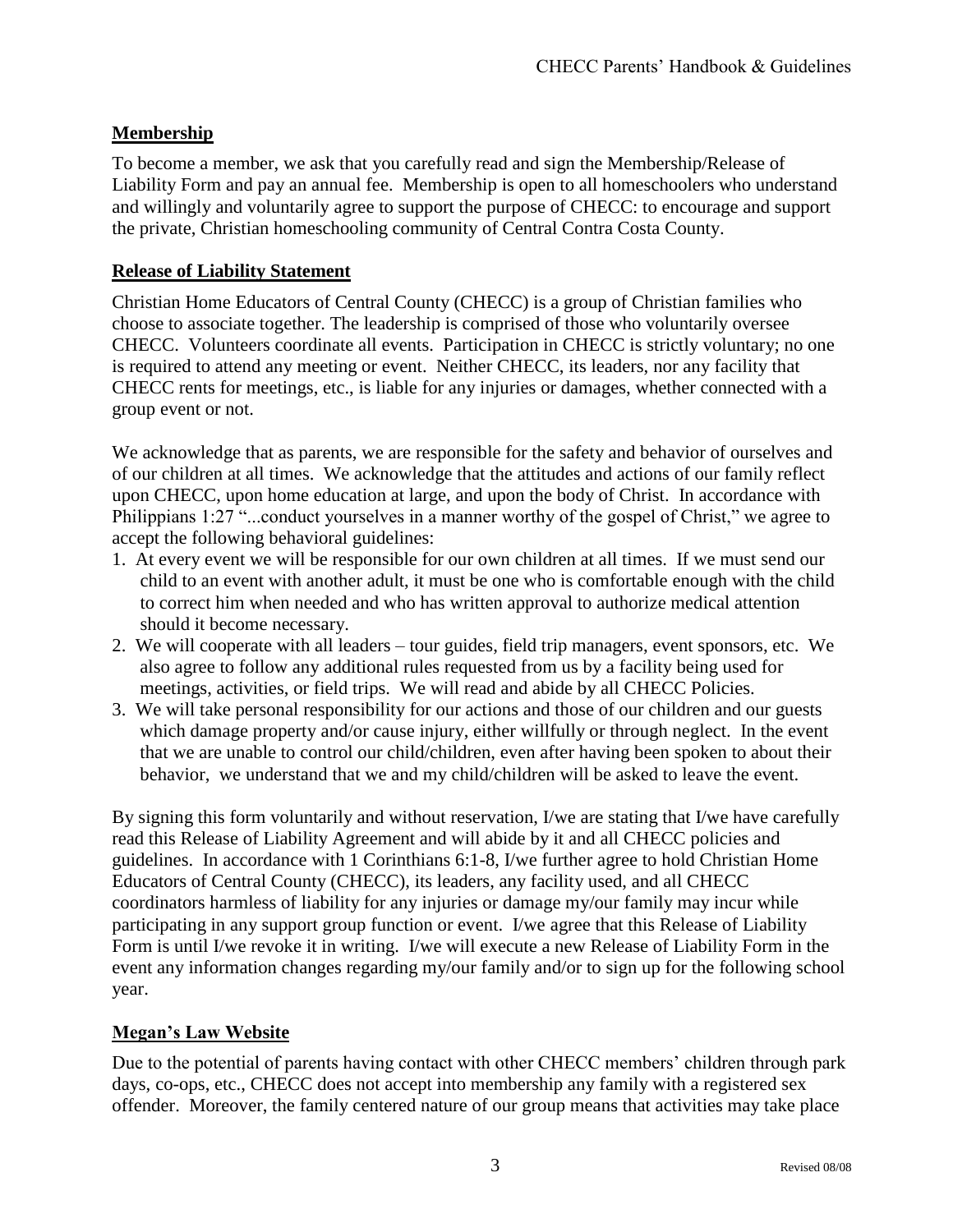## Membership

To become a member, we ask that you carefully read and sign the Membership/Release of Liability Form and pay an annual fee. Membership is open to all homeschoolers who understand and willingly and voluntarily agree to support the purpose of CHECC: to encourage and support the private, Christian homeschooling community of Central Contra Costa County.

## Release of Liability Statement

Christian Home Educators of Central County (CHECC) is a group of Christian families who choose to associate together. The leadership is comprised of those who voluntarily oversee CHECC. Volunteers coordinate all events. Participation in CHECC is strictly voluntary; no one is required to attend any meeting or event. Neither CHECC, its leaders, nor any facility that CHECC rents for meetings, etc., is liable for any injuries or damages, whether connected with a group event or not.

We acknowledge that as parents, we are responsible for the safety and behavior of ourselves and of our children at all times. We acknowledge that the attitudes and actions of our family reflect upon CHECC, upon home education at large, and upon the body of Christ. In accordance with Philippians 1:27 "...conduct yourselves in a manner worthy of the gospel of Christ," we agree to accept the following behavioral guidelines:

1. At every event we will be responsible for our own children at all times. If we must send our child to an event with another adult, it must be one who is comfortable enough with the child to correct him when needed and who has written approval to authorize medical attention should it become necessary.
2. We will cooperate with all leaders – tour guides, field trip managers, event sponsors, etc. We also agree to follow any additional rules requested from us by a facility being used for meetings, activities, or field trips. We will read and abide by all CHECC Policies.
3. We will take personal responsibility for our actions and those of our children and our guests which damage property and/or cause injury, either willfully or through neglect. In the event that we are unable to control our child/children, even after having been spoken to about their behavior, we understand that we and my child/children will be asked to leave the event.

By signing this form voluntarily and without reservation, I/we are stating that I/we have carefully read this Release of Liability Agreement and will abide by it and all CHECC policies and guidelines. In accordance with 1 Corinthians 6:1-8, I/we further agree to hold Christian Home Educators of Central County (CHECC), its leaders, any facility used, and all CHECC coordinators harmless of liability for any injuries or damage my/our family may incur while participating in any support group function or event. I/we agree that this Release of Liability Form is until I/we revoke it in writing. I/we will execute a new Release of Liability Form in the event any information changes regarding my/our family and/or to sign up for the following school year.

## Megan's Law Website

Due to the potential of parents having contact with other CHECC members' children through park days, co-ops, etc., CHECC does not accept into membership any family with a registered sex offender. Moreover, the family centered nature of our group means that activities may take place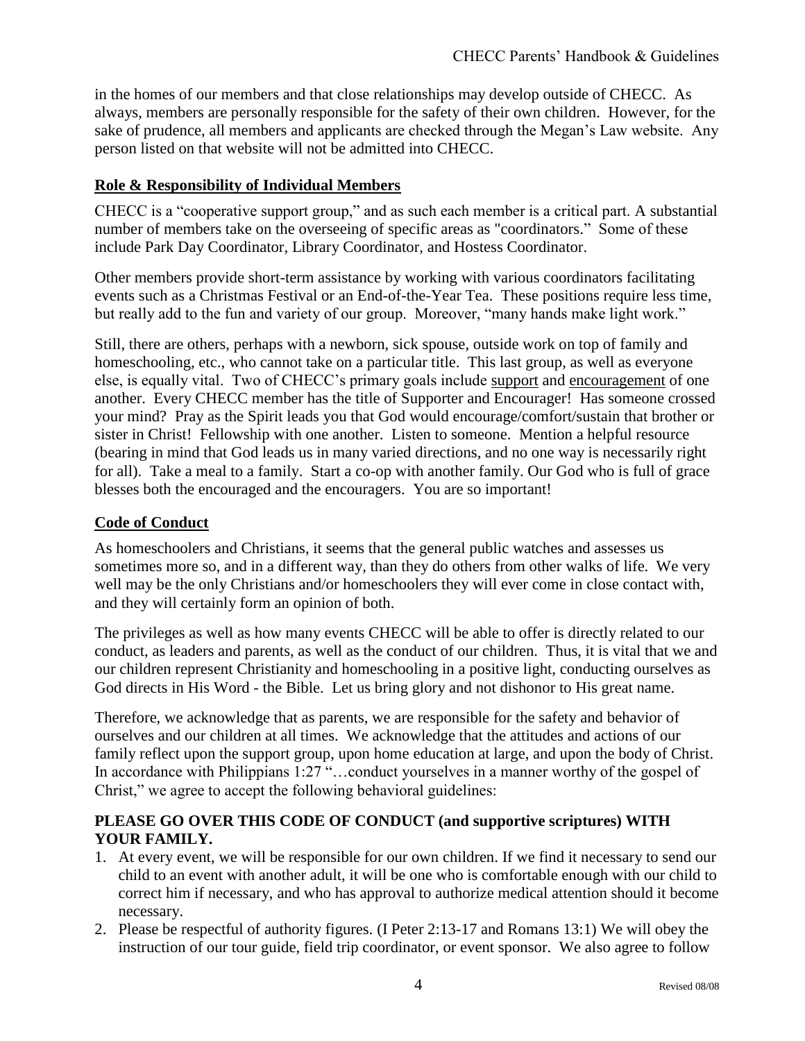in the homes of our members and that close relationships may develop outside of CHECC. As always, members are personally responsible for the safety of their own children. However, for the sake of prudence, all members and applicants are checked through the Megan's Law website. Any person listed on that website will not be admitted into CHECC.

## Role & Responsibility of Individual Members

CHECC is a "cooperative support group," and as such each member is a critical part. A substantial number of members take on the overseeing of specific areas as "coordinators." Some of these include Park Day Coordinator, Library Coordinator, and Hostess Coordinator.

Other members provide short-term assistance by working with various coordinators facilitating events such as a Christmas Festival or an End-of-the-Year Tea. These positions require less time, but really add to the fun and variety of our group. Moreover, "many hands make light work."

Still, there are others, perhaps with a newborn, sick spouse, outside work on top of family and homeschooling, etc., who cannot take on a particular title. This last group, as well as everyone else, is equally vital. Two of CHECC's primary goals include support and encouragement of one another. Every CHECC member has the title of Supporter and Encourager! Has someone crossed your mind? Pray as the Spirit leads you that God would encourage/comfort/sustain that brother or sister in Christ! Fellowship with one another. Listen to someone. Mention a helpful resource (bearing in mind that God leads us in many varied directions, and no one way is necessarily right for all). Take a meal to a family. Start a co-op with another family. Our God who is full of grace blesses both the encouraged and the encouragers. You are so important!

## Code of Conduct

As homeschoolers and Christians, it seems that the general public watches and assesses us sometimes more so, and in a different way, than they do others from other walks of life. We very well may be the only Christians and/or homeschoolers they will ever come in close contact with, and they will certainly form an opinion of both.

The privileges as well as how many events CHECC will be able to offer is directly related to our conduct, as leaders and parents, as well as the conduct of our children. Thus, it is vital that we and our children represent Christianity and homeschooling in a positive light, conducting ourselves as God directs in His Word - the Bible. Let us bring glory and not dishonor to His great name.

Therefore, we acknowledge that as parents, we are responsible for the safety and behavior of ourselves and our children at all times. We acknowledge that the attitudes and actions of our family reflect upon the support group, upon home education at large, and upon the body of Christ. In accordance with Philippians 1:27 "…conduct yourselves in a manner worthy of the gospel of Christ," we agree to accept the following behavioral guidelines:

**PLEASE GO OVER THIS CODE OF CONDUCT (and supportive scriptures) WITH YOUR FAMILY.**

1. At every event, we will be responsible for our own children. If we find it necessary to send our child to an event with another adult, it will be one who is comfortable enough with our child to correct him if necessary, and who has approval to authorize medical attention should it become necessary.
2. Please be respectful of authority figures. (I Peter 2:13-17 and Romans 13:1) We will obey the instruction of our tour guide, field trip coordinator, or event sponsor. We also agree to follow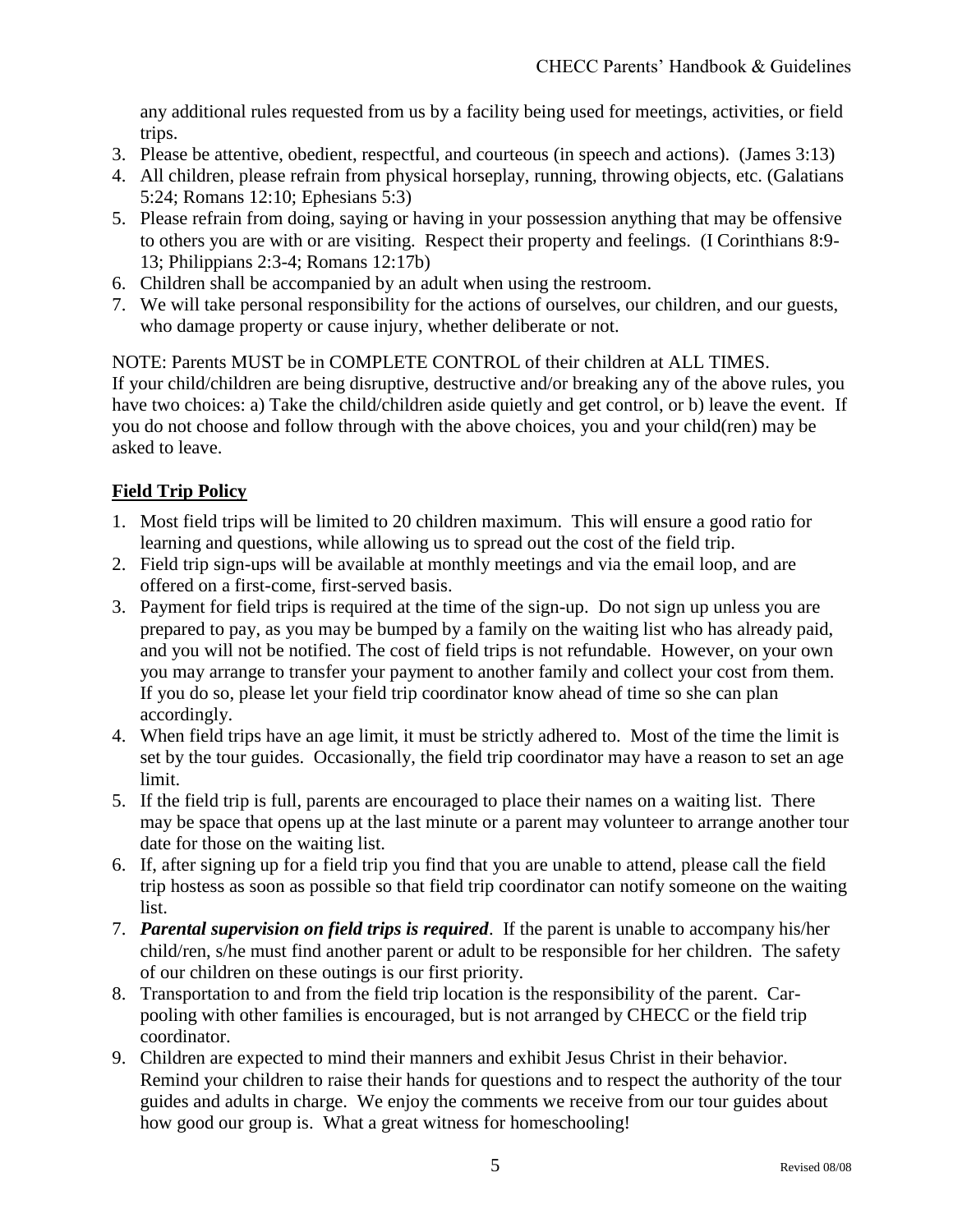any additional rules requested from us by a facility being used for meetings, activities, or field trips.

3. Please be attentive, obedient, respectful, and courteous (in speech and actions). (James 3:13)
4. All children, please refrain from physical horseplay, running, throwing objects, etc. (Galatians 5:24; Romans 12:10; Ephesians 5:3)
5. Please refrain from doing, saying or having in your possession anything that may be offensive to others you are with or are visiting. Respect their property and feelings. (I Corinthians 8:9-13; Philippians 2:3-4; Romans 12:17b)
6. Children shall be accompanied by an adult when using the restroom.
7. We will take personal responsibility for the actions of ourselves, our children, and our guests, who damage property or cause injury, whether deliberate or not.

NOTE: Parents MUST be in COMPLETE CONTROL of their children at ALL TIMES.
If your child/children are being disruptive, destructive and/or breaking any of the above rules, you have two choices: a) Take the child/children aside quietly and get control, or b) leave the event. If you do not choose and follow through with the above choices, you and your child(ren) may be asked to leave.

## Field Trip Policy

1. Most field trips will be limited to 20 children maximum. This will ensure a good ratio for learning and questions, while allowing us to spread out the cost of the field trip.
2. Field trip sign-ups will be available at monthly meetings and via the email loop, and are offered on a first-come, first-served basis.
3. Payment for field trips is required at the time of the sign-up. Do not sign up unless you are prepared to pay, as you may be bumped by a family on the waiting list who has already paid, and you will not be notified. The cost of field trips is not refundable. However, on your own you may arrange to transfer your payment to another family and collect your cost from them. If you do so, please let your field trip coordinator know ahead of time so she can plan accordingly.
4. When field trips have an age limit, it must be strictly adhered to. Most of the time the limit is set by the tour guides. Occasionally, the field trip coordinator may have a reason to set an age limit.
5. If the field trip is full, parents are encouraged to place their names on a waiting list. There may be space that opens up at the last minute or a parent may volunteer to arrange another tour date for those on the waiting list.
6. If, after signing up for a field trip you find that you are unable to attend, please call the field trip hostess as soon as possible so that field trip coordinator can notify someone on the waiting list.
7. ***Parental supervision on field trips is required***. If the parent is unable to accompany his/her child/ren, s/he must find another parent or adult to be responsible for her children. The safety of our children on these outings is our first priority.
8. Transportation to and from the field trip location is the responsibility of the parent. Car-pooling with other families is encouraged, but is not arranged by CHECC or the field trip coordinator.
9. Children are expected to mind their manners and exhibit Jesus Christ in their behavior. Remind your children to raise their hands for questions and to respect the authority of the tour guides and adults in charge. We enjoy the comments we receive from our tour guides about how good our group is. What a great witness for homeschooling!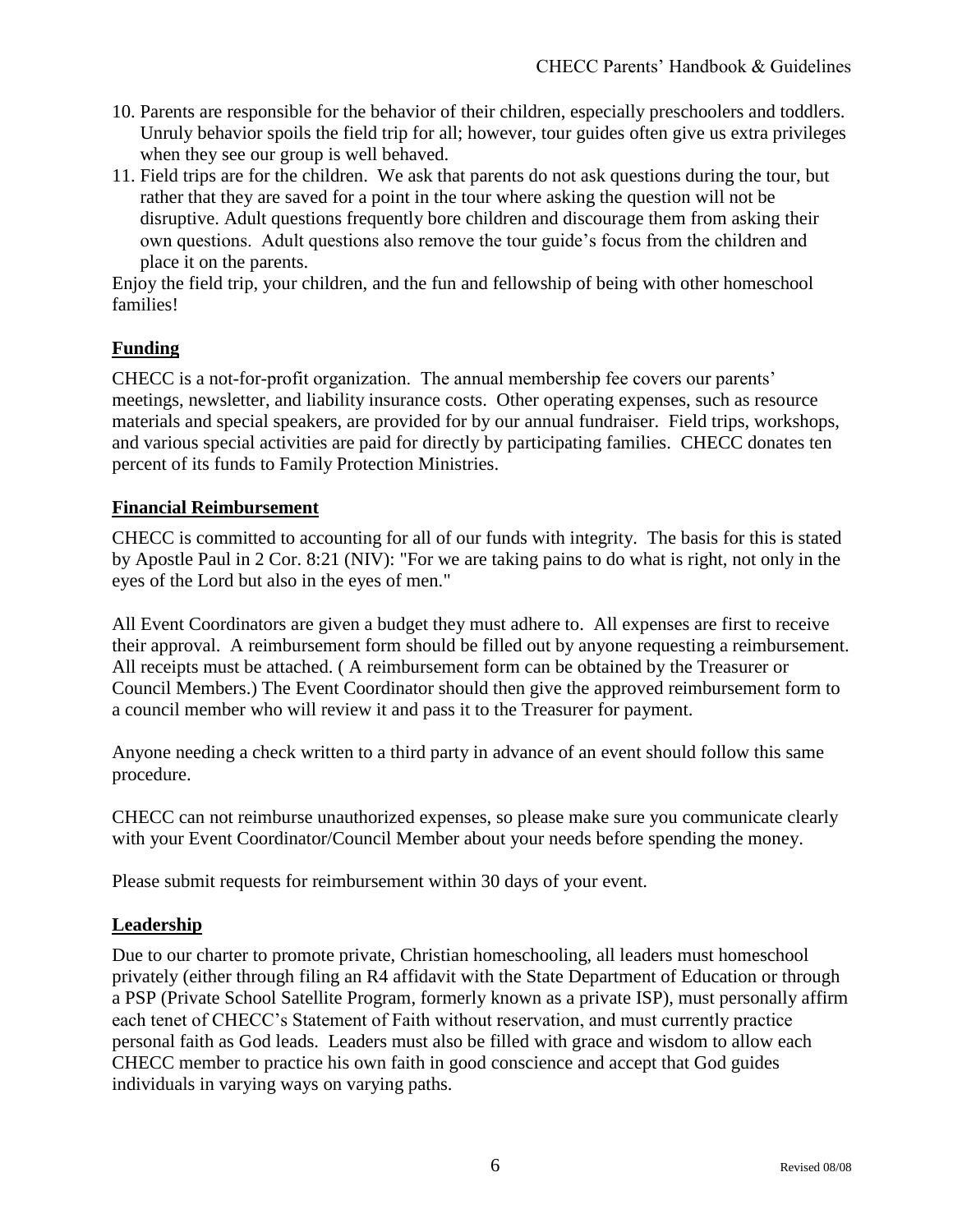10. Parents are responsible for the behavior of their children, especially preschoolers and toddlers. Unruly behavior spoils the field trip for all; however, tour guides often give us extra privileges when they see our group is well behaved.
11. Field trips are for the children. We ask that parents do not ask questions during the tour, but rather that they are saved for a point in the tour where asking the question will not be disruptive. Adult questions frequently bore children and discourage them from asking their own questions. Adult questions also remove the tour guide's focus from the children and place it on the parents.

Enjoy the field trip, your children, and the fun and fellowship of being with other homeschool families!

## **Funding**

CHECC is a not-for-profit organization. The annual membership fee covers our parents' meetings, newsletter, and liability insurance costs. Other operating expenses, such as resource materials and special speakers, are provided for by our annual fundraiser. Field trips, workshops, and various special activities are paid for directly by participating families. CHECC donates ten percent of its funds to Family Protection Ministries.

## **Financial Reimbursement**

CHECC is committed to accounting for all of our funds with integrity. The basis for this is stated by Apostle Paul in 2 Cor. 8:21 (NIV): "For we are taking pains to do what is right, not only in the eyes of the Lord but also in the eyes of men."

All Event Coordinators are given a budget they must adhere to. All expenses are first to receive their approval. A reimbursement form should be filled out by anyone requesting a reimbursement. All receipts must be attached. ( A reimbursement form can be obtained by the Treasurer or Council Members.) The Event Coordinator should then give the approved reimbursement form to a council member who will review it and pass it to the Treasurer for payment.

Anyone needing a check written to a third party in advance of an event should follow this same procedure.

CHECC can not reimburse unauthorized expenses, so please make sure you communicate clearly with your Event Coordinator/Council Member about your needs before spending the money.

Please submit requests for reimbursement within 30 days of your event.

## **Leadership**

Due to our charter to promote private, Christian homeschooling, all leaders must homeschool privately (either through filing an R4 affidavit with the State Department of Education or through a PSP (Private School Satellite Program, formerly known as a private ISP), must personally affirm each tenet of CHECC's Statement of Faith without reservation, and must currently practice personal faith as God leads. Leaders must also be filled with grace and wisdom to allow each CHECC member to practice his own faith in good conscience and accept that God guides individuals in varying ways on varying paths.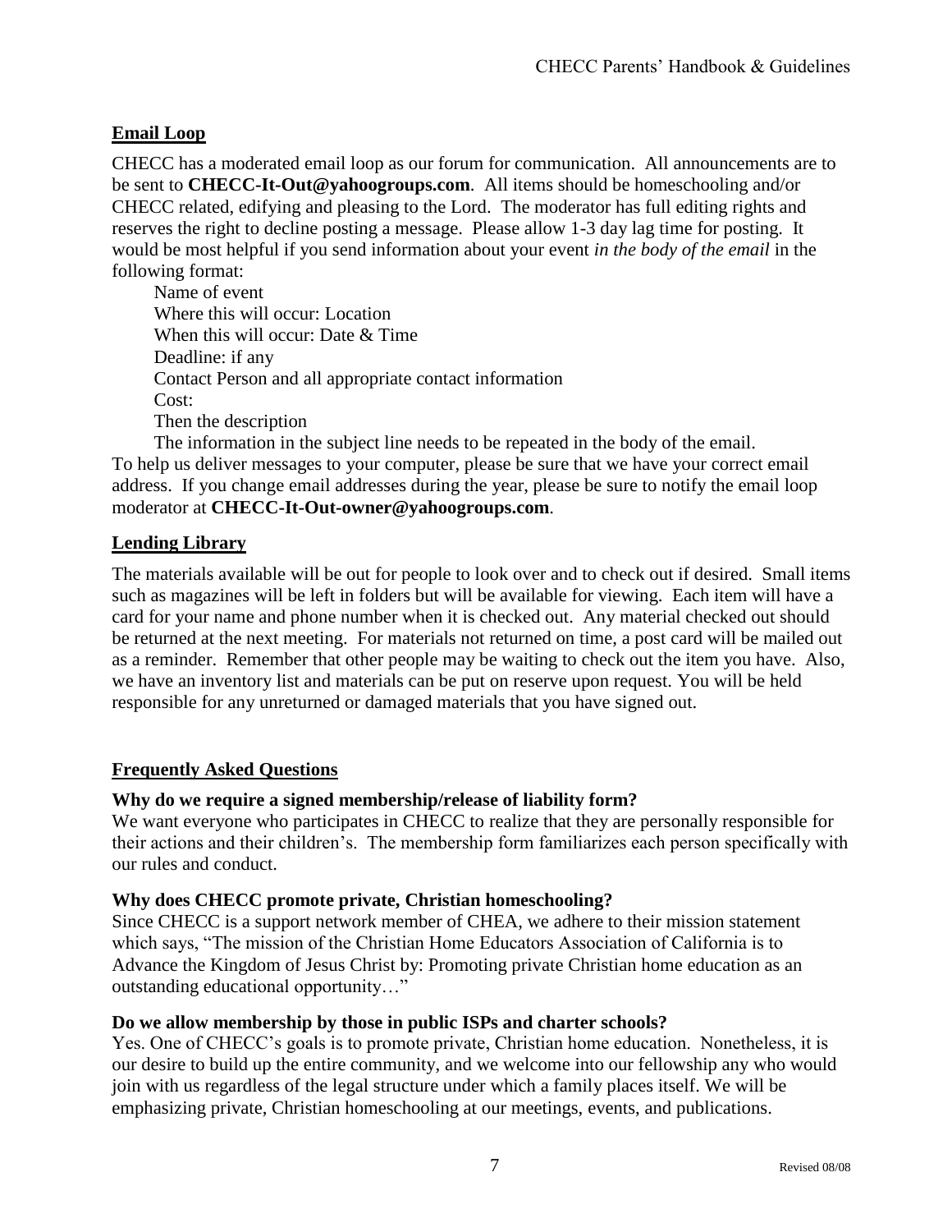## Email Loop

CHECC has a moderated email loop as our forum for communication. All announcements are to be sent to **CHECC-It-Out@yahoogroups.com**. All items should be homeschooling and/or CHECC related, edifying and pleasing to the Lord. The moderator has full editing rights and reserves the right to decline posting a message. Please allow 1-3 day lag time for posting. It would be most helpful if you send information about your event *in the body of the email* in the following format:

Name of event
Where this will occur: Location
When this will occur: Date & Time
Deadline: if any
Contact Person and all appropriate contact information
Cost:
Then the description
The information in the subject line needs to be repeated in the body of the email.

To help us deliver messages to your computer, please be sure that we have your correct email address. If you change email addresses during the year, please be sure to notify the email loop moderator at **CHECC-It-Out-owner@yahoogroups.com**.

## Lending Library

The materials available will be out for people to look over and to check out if desired. Small items such as magazines will be left in folders but will be available for viewing. Each item will have a card for your name and phone number when it is checked out. Any material checked out should be returned at the next meeting. For materials not returned on time, a post card will be mailed out as a reminder. Remember that other people may be waiting to check out the item you have. Also, we have an inventory list and materials can be put on reserve upon request. You will be held responsible for any unreturned or damaged materials that you have signed out.

## Frequently Asked Questions

**Why do we require a signed membership/release of liability form?**
We want everyone who participates in CHECC to realize that they are personally responsible for their actions and their children's. The membership form familiarizes each person specifically with our rules and conduct.

**Why does CHECC promote private, Christian homeschooling?**
Since CHECC is a support network member of CHEA, we adhere to their mission statement which says, "The mission of the Christian Home Educators Association of California is to Advance the Kingdom of Jesus Christ by: Promoting private Christian home education as an outstanding educational opportunity…"

**Do we allow membership by those in public ISPs and charter schools?**
Yes. One of CHECC's goals is to promote private, Christian home education. Nonetheless, it is our desire to build up the entire community, and we welcome into our fellowship any who would join with us regardless of the legal structure under which a family places itself. We will be emphasizing private, Christian homeschooling at our meetings, events, and publications.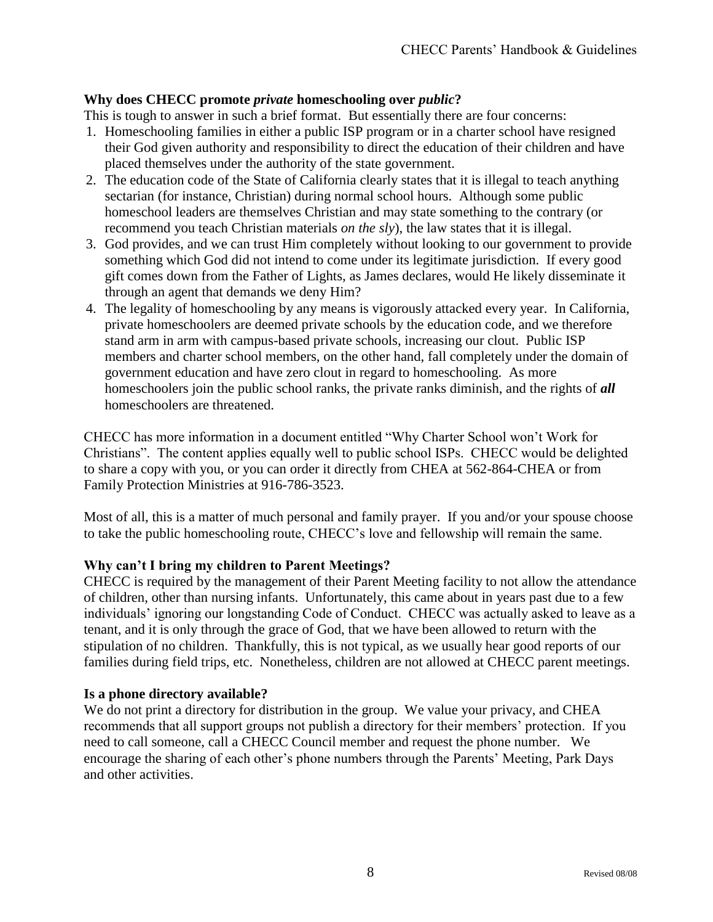**Why does CHECC promote *private* homeschooling over *public*?**

This is tough to answer in such a brief format. But essentially there are four concerns:

1. Homeschooling families in either a public ISP program or in a charter school have resigned their God given authority and responsibility to direct the education of their children and have placed themselves under the authority of the state government.
2. The education code of the State of California clearly states that it is illegal to teach anything sectarian (for instance, Christian) during normal school hours. Although some public homeschool leaders are themselves Christian and may state something to the contrary (or recommend you teach Christian materials *on the sly*), the law states that it is illegal.
3. God provides, and we can trust Him completely without looking to our government to provide something which God did not intend to come under its legitimate jurisdiction. If every good gift comes down from the Father of Lights, as James declares, would He likely disseminate it through an agent that demands we deny Him?
4. The legality of homeschooling by any means is vigorously attacked every year. In California, private homeschoolers are deemed private schools by the education code, and we therefore stand arm in arm with campus-based private schools, increasing our clout. Public ISP members and charter school members, on the other hand, fall completely under the domain of government education and have zero clout in regard to homeschooling. As more homeschoolers join the public school ranks, the private ranks diminish, and the rights of ***all*** homeschoolers are threatened.

CHECC has more information in a document entitled "Why Charter School won't Work for Christians". The content applies equally well to public school ISPs. CHECC would be delighted to share a copy with you, or you can order it directly from CHEA at 562-864-CHEA or from Family Protection Ministries at 916-786-3523.

Most of all, this is a matter of much personal and family prayer. If you and/or your spouse choose to take the public homeschooling route, CHECC's love and fellowship will remain the same.

**Why can't I bring my children to Parent Meetings?**

CHECC is required by the management of their Parent Meeting facility to not allow the attendance of children, other than nursing infants. Unfortunately, this came about in years past due to a few individuals' ignoring our longstanding Code of Conduct. CHECC was actually asked to leave as a tenant, and it is only through the grace of God, that we have been allowed to return with the stipulation of no children. Thankfully, this is not typical, as we usually hear good reports of our families during field trips, etc. Nonetheless, children are not allowed at CHECC parent meetings.

**Is a phone directory available?**

We do not print a directory for distribution in the group. We value your privacy, and CHEA recommends that all support groups not publish a directory for their members' protection. If you need to call someone, call a CHECC Council member and request the phone number. We encourage the sharing of each other's phone numbers through the Parents' Meeting, Park Days and other activities.